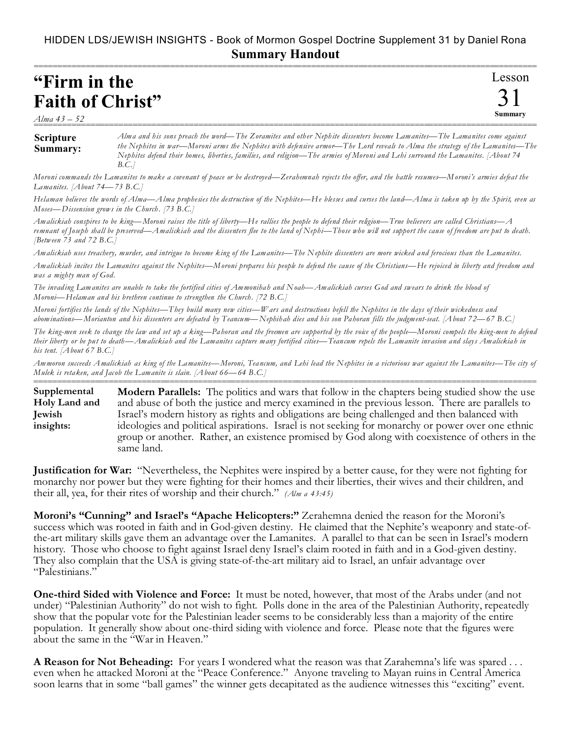HIDDEN LDS/JEWISH INSIGHTS - Book of Mormon Gospel Doctrine Supplement 31 by Daniel Rona

**Summary Handout**

# "Firm in the Faith of Christ"

Lesson 31 Summary

*Alma 43 – 52*

**Scripture Summary:** *Alma and his sons preach the word—The Zoramites and other Nephite dissenters become Lamanites—The Lamanites come against the Nephites in war—Moroni arms the Nephites with defensive armor—The Lord reveals to Alma the strategy of the Lamanites—The Nephites defend their homes, liberties, families, and religion—The armies of Moroni and Lehi surround the Lamanites. [About 74 B.C.]*

*Moroni commands the Lamanites to make a covenant of peace or be destroyed—Zerahemnah rejects the offer, and the battle resumes—Moroni's armies defeat the Lamanites. [About 74—73 B.C.]*

*Helaman believes the words of Alma—Alma prophesies the destruction of the Nephites—He blesses and curses the land—Alma is taken up by the Spirit, even as Moses—Dissension grows in the Church. [73 B.C.]*

*Amalickiah conspires to be king—Moroni raises the title of liberty—He rallies the people to defend their religion—True believers are called Christians—A remnant of Joseph shall be preserved—Amalickiah and the dissenters flee to the land of Nephi—Those who will not support the cause of freedom are put to death. [Between 73 and 72 B.C.]*

*Amalickiah uses treachery, murder, and intrigue to become king of the Lamanites—The Nephite dissenters are more wicked and ferocious than the Lamanites.*

*Amalickiah incites the Lamanites against the Nephites—Moroni prepares his people to defend the cause of the Christians—He rejoiced in liberty and freedom and was a mighty man of God.*

*The invading Lamanites are unable to take the fortified cities of Ammonihah and Noah—Amalickiah curses God and swears to drink the blood of Moroni—Helaman and his brethren continue to strengthen the Church. [72 B.C.]*

*Moroni fortifies the lands of the Nephites—They build many new cities—Wars and destructions befell the Nephites in the days of their wickedness and abominations—Morianton and his dissenters are defeated by Teancum—Nephihah dies and his son Pahoran fills the judgment-seat. [About 72—67 B.C.]*

*The king-men seek to change the law and set up a king—Pahoran and the freemen are supported by the voice of the people—Moroni compels the king-men to defend their liberty or be put to death—Amalickiah and the Lamanites capture many fortified cities—Teancum repels the Lamanite invasion and slays Amalickiah in his tent. [About 67 B.C.]*

*Ammoron succeeds Amalickiah as king of the Lamanites—Moroni, Teancum, and Lehi lead the Nephites in a victorious war against the Lamanites—The city of Mulek is retaken, and Jacob the Lamanite is slain. [About 66—64 B.C.]*

**Supplemental Holy Land and Jewish insights:** **Modern Parallels:** The politics and wars that follow in the chapters being studied show the use and abuse of both the justice and mercy examined in the previous lesson. There are parallels to Israel's modern history as rights and obligations are being challenged and then balanced with ideologies and political aspirations. Israel is not seeking for monarchy or power over one ethnic group or another. Rather, an existence promised by God along with coexistence of others in the same land.

**Justification for War:** "Nevertheless, the Nephites were inspired by a better cause, for they were not fighting for monarchy nor power but they were fighting for their homes and their liberties, their wives and their children, and their all, yea, for their rites of worship and their church." *(Alma 43:45)*

**Moroni's "Cunning" and Israel's "Apache Helicopters:"** Zerahemna denied the reason for the Moroni's success which was rooted in faith and in God-given destiny. He claimed that the Nephite's weaponry and state-of-the-art military skills gave them an advantage over the Lamanites. A parallel to that can be seen in Israel's modern history. Those who choose to fight against Israel deny Israel's claim rooted in faith and in a God-given destiny. They also complain that the USA is giving state-of-the-art military aid to Israel, an unfair advantage over "Palestinians."

**One-third Sided with Violence and Force:** It must be noted, however, that most of the Arabs under (and not under) "Palestinian Authority" do not wish to fight. Polls done in the area of the Palestinian Authority, repeatedly show that the popular vote for the Palestinian leader seems to be considerably less than a majority of the entire population. It generally show about one-third siding with violence and force. Please note that the figures were about the same in the "War in Heaven."

**A Reason for Not Beheading:** For years I wondered what the reason was that Zarahemna's life was spared . . . even when he attacked Moroni at the "Peace Conference." Anyone traveling to Mayan ruins in Central America soon learns that in some "ball games" the winner gets decapitated as the audience witnesses this "exciting" event.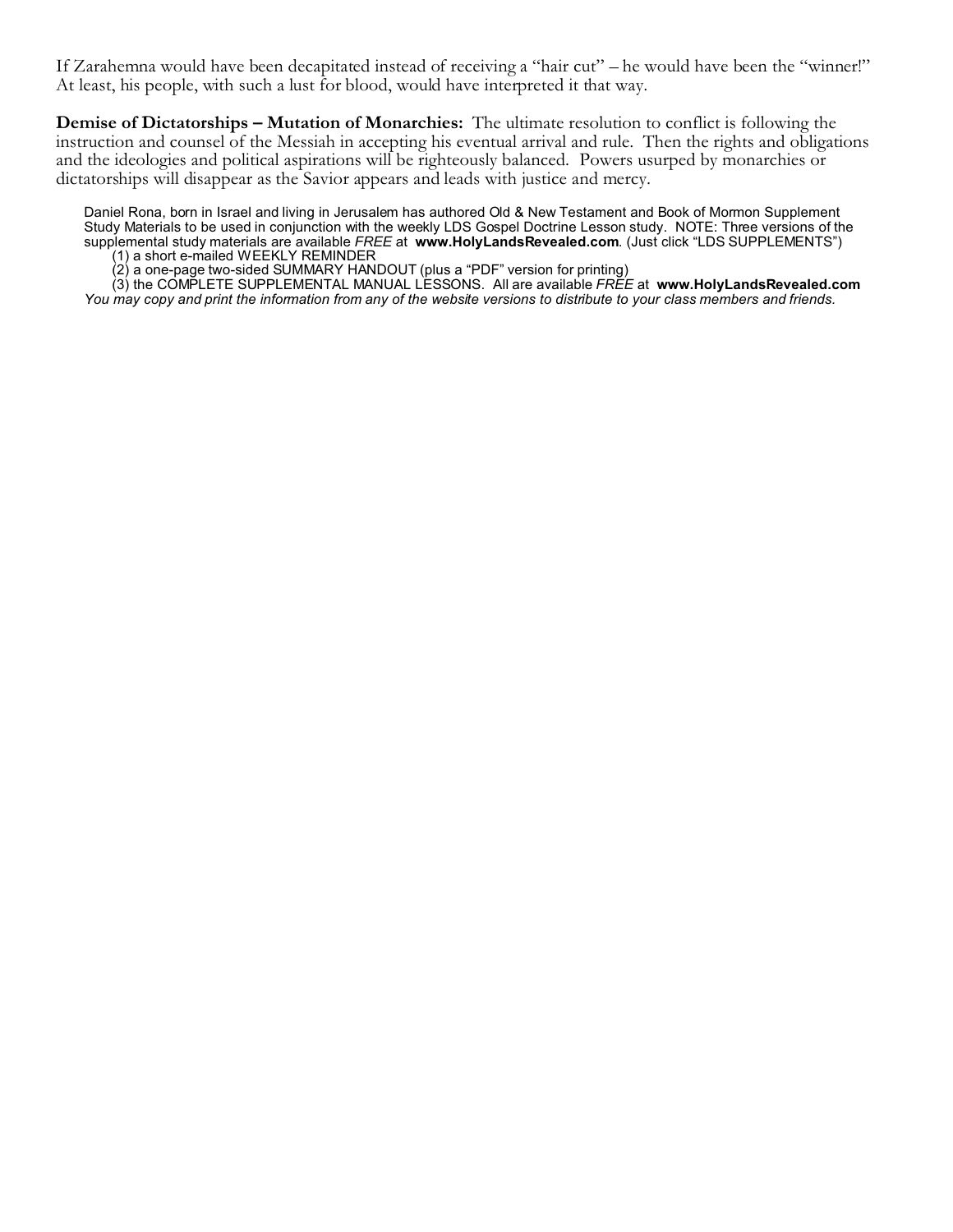If Zarahemna would have been decapitated instead of receiving a "hair cut" – he would have been the "winner!" At least, his people, with such a lust for blood, would have interpreted it that way.

**Demise of Dictatorships – Mutation of Monarchies:** The ultimate resolution to conflict is following the instruction and counsel of the Messiah in accepting his eventual arrival and rule. Then the rights and obligations and the ideologies and political aspirations will be righteously balanced. Powers usurped by monarchies or dictatorships will disappear as the Savior appears and leads with justice and mercy.

Daniel Rona, born in Israel and living in Jerusalem has authored Old & New Testament and Book of Mormon Supplement Study Materials to be used in conjunction with the weekly LDS Gospel Doctrine Lesson study. NOTE: Three versions of the supplemental study materials are available *FREE* at **www.HolyLandsRevealed.com**. (Just click "LDS SUPPLEMENTS")

(1) a short e-mailed WEEKLY REMINDER
(2) a one-page two-sided SUMMARY HANDOUT (plus a "PDF" version for printing)
(3) the COMPLETE SUPPLEMENTAL MANUAL LESSONS. All are available *FREE* at **www.HolyLandsRevealed.com**

*You may copy and print the information from any of the website versions to distribute to your class members and friends.*